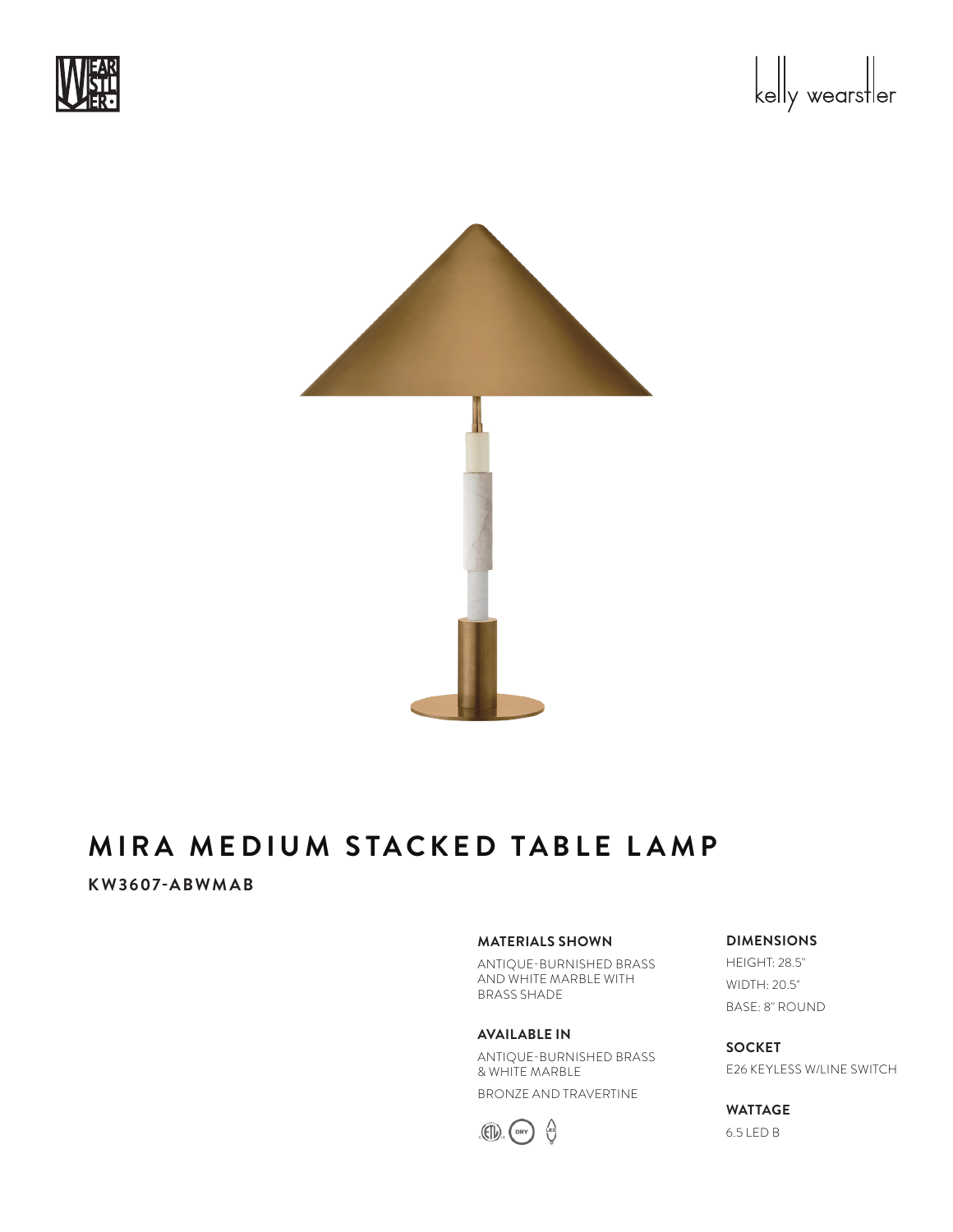# MIRA MEDIUM STACKED TABLE LAMP

**KW3607-ABWMAB**

**MATERIALS SHOWN**

ANTIQUE-BURNISHED BRASS AND WHITE MARBLE WITH BRASS SHADE

**AVAILABLE IN**

ANTIQUE-BURNISHED BRASS & WHITE MARBLE

BRONZE AND TRAVERTINE

**DIMENSIONS**

HEIGHT: 28.5"

WIDTH: 20.5"

BASE: 8" ROUND

**SOCKET**

E26 KEYLESS W/LINE SWITCH

**WATTAGE**

6.5 LED B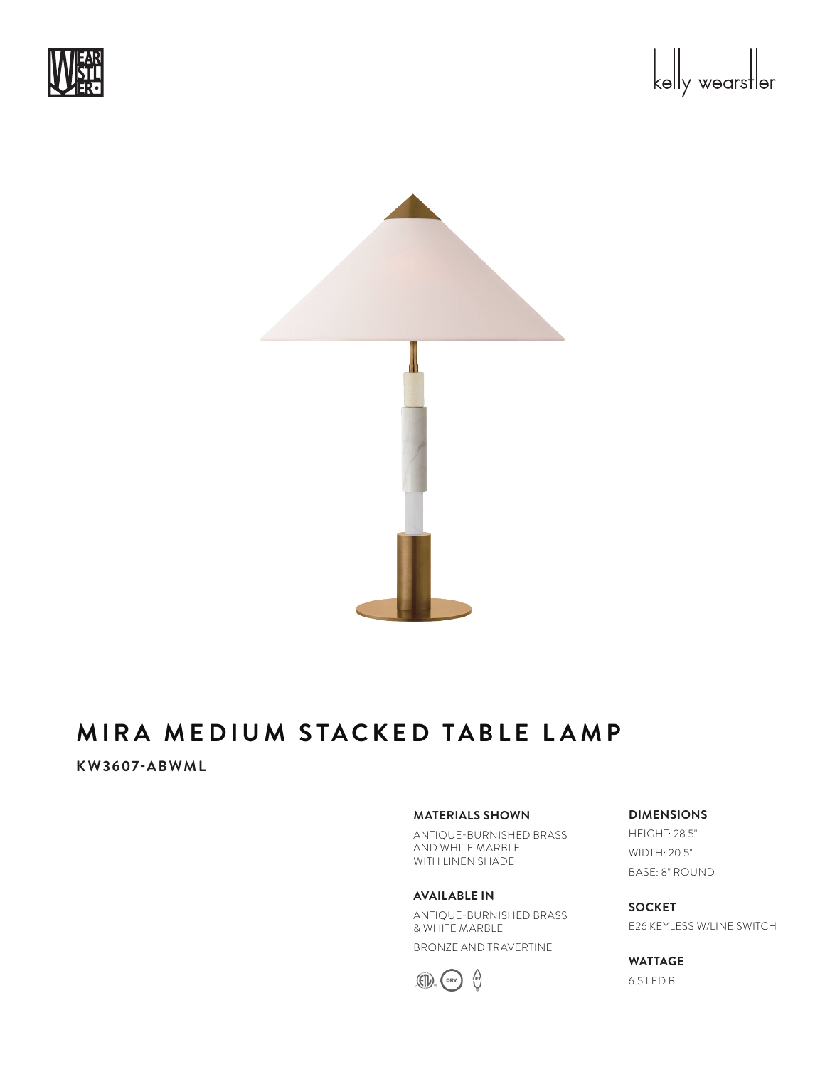# MIRA MEDIUM STACKED TABLE LAMP

**KW3607-ABWML**

### MATERIALS SHOWN

ANTIQUE-BURNISHED BRASS AND WHITE MARBLE WITH LINEN SHADE

### AVAILABLE IN

ANTIQUE-BURNISHED BRASS & WHITE MARBLE

BRONZE AND TRAVERTINE

### DIMENSIONS

HEIGHT: 28.5"

WIDTH: 20.5"

BASE: 8" ROUND

### SOCKET

E26 KEYLESS W/LINE SWITCH

### WATTAGE

6.5 LED B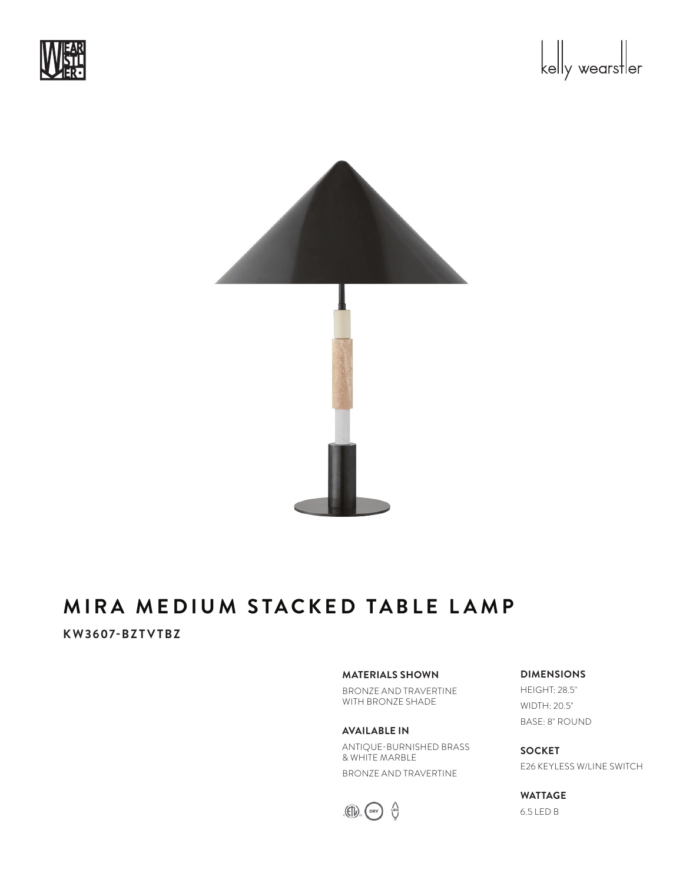# MIRA MEDIUM STACKED TABLE LAMP

**KW3607-BZTVTBZ**

**MATERIALS SHOWN**

BRONZE AND TRAVERTINE
WITH BRONZE SHADE

**AVAILABLE IN**

ANTIQUE-BURNISHED BRASS
& WHITE MARBLE

BRONZE AND TRAVERTINE

**DIMENSIONS**

HEIGHT: 28.5"

WIDTH: 20.5"

BASE: 8" ROUND

**SOCKET**

E26 KEYLESS W/LINE SWITCH

**WATTAGE**

6.5 LED B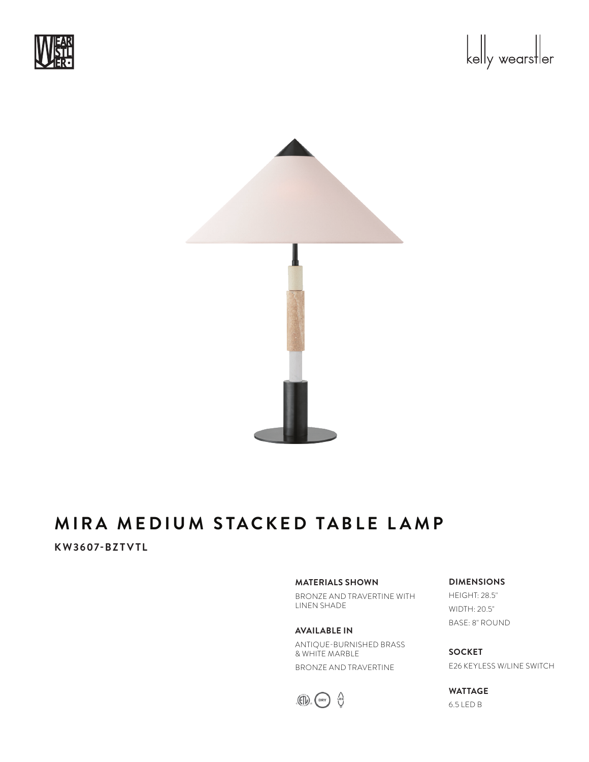kelly wearstler

# MIRA MEDIUM STACKED TABLE LAMP

**KW3607-BZTVTL**

**MATERIALS SHOWN**

BRONZE AND TRAVERTINE WITH LINEN SHADE

**AVAILABLE IN**

ANTIQUE-BURNISHED BRASS & WHITE MARBLE

BRONZE AND TRAVERTINE

**DIMENSIONS**

HEIGHT: 28.5"

WIDTH: 20.5"

BASE: 8" ROUND

**SOCKET**

E26 KEYLESS W/LINE SWITCH

**WATTAGE**

6.5 LED B